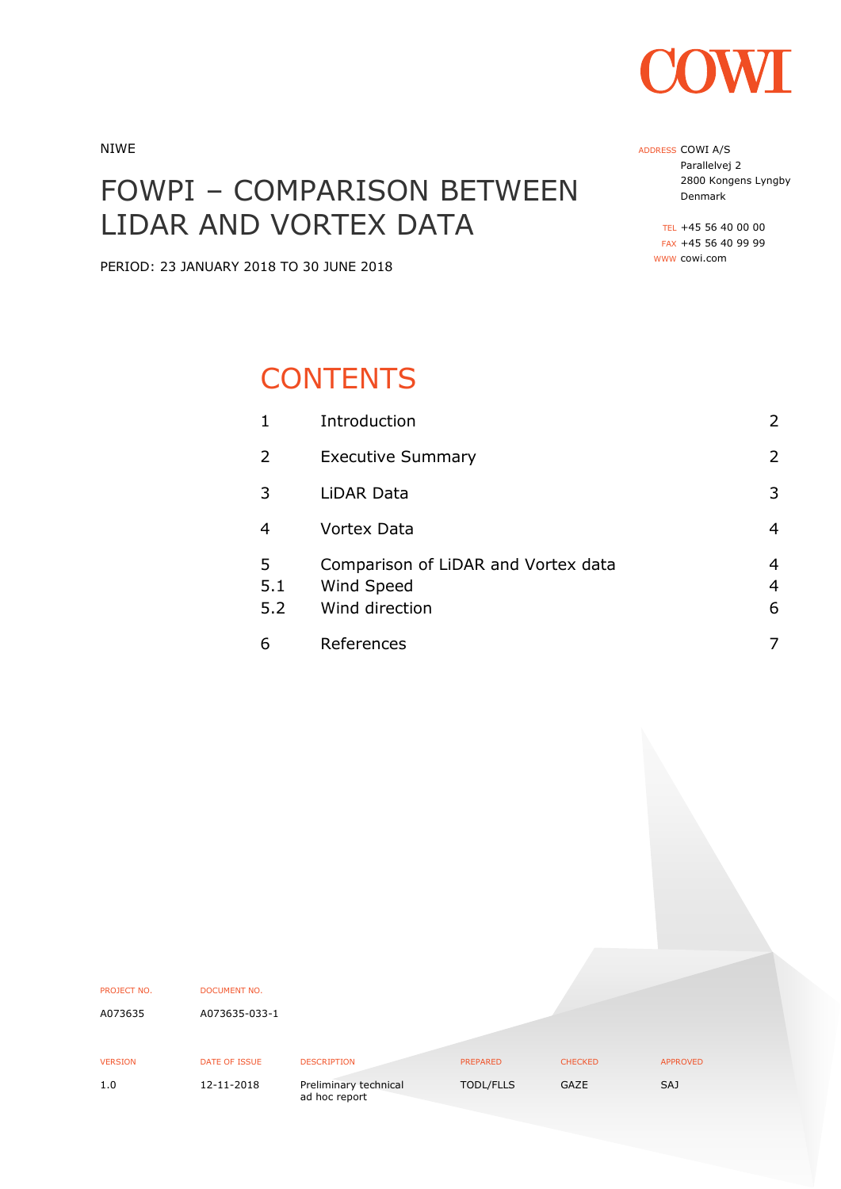COWI

NIWE

# FOWPI – COMPARISON BETWEEN LIDAR AND VORTEX DATA

PERIOD: 23 JANUARY 2018 TO 30 JUNE 2018

ADDRESS COWI A/S
Parallelvej 2
2800 Kongens Lyngby
Denmark

TEL +45 56 40 00 00
FAX +45 56 40 99 99
WWW cowi.com

## CONTENTS

| | | |
|---|---|---|
| 1 | Introduction | 2 |
| 2 | Executive Summary | 2 |
| 3 | LiDAR Data | 3 |
| 4 | Vortex Data | 4 |
| 5 | Comparison of LiDAR and Vortex data | 4 |
| 5.1 | Wind Speed | 4 |
| 5.2 | Wind direction | 6 |
| 6 | References | 7 |

| PROJECT NO. | DOCUMENT NO. |
|---|---|
| A073635 | A073635-033-1 |

| VERSION | DATE OF ISSUE | DESCRIPTION | PREPARED | CHECKED | APPROVED |
|---|---|---|---|---|---|
| 1.0 | 12-11-2018 | Preliminary technical ad hoc report | TODL/FLLS | GAZE | SAJ |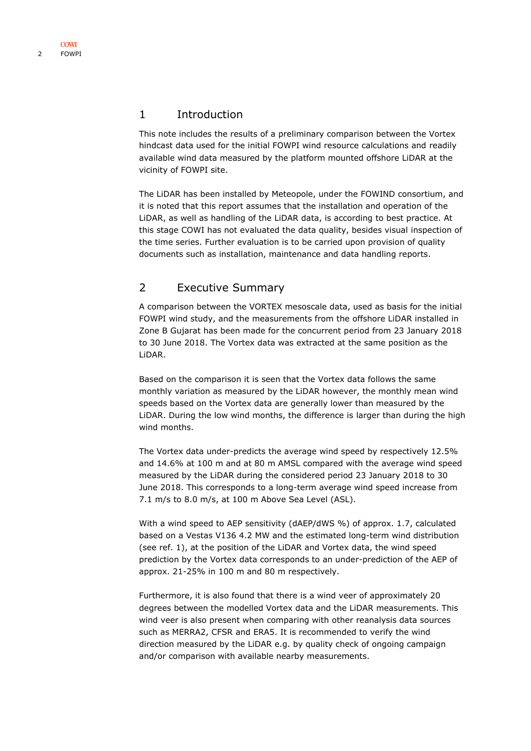# 1 Introduction

This note includes the results of a preliminary comparison between the Vortex hindcast data used for the initial FOWPI wind resource calculations and readily available wind data measured by the platform mounted offshore LiDAR at the vicinity of FOWPI site.

The LiDAR has been installed by Meteopole, under the FOWIND consortium, and it is noted that this report assumes that the installation and operation of the LiDAR, as well as handling of the LiDAR data, is according to best practice. At this stage COWI has not evaluated the data quality, besides visual inspection of the time series. Further evaluation is to be carried upon provision of quality documents such as installation, maintenance and data handling reports.

# 2 Executive Summary

A comparison between the VORTEX mesoscale data, used as basis for the initial FOWPI wind study, and the measurements from the offshore LiDAR installed in Zone B Gujarat has been made for the concurrent period from 23 January 2018 to 30 June 2018. The Vortex data was extracted at the same position as the LiDAR.

Based on the comparison it is seen that the Vortex data follows the same monthly variation as measured by the LiDAR however, the monthly mean wind speeds based on the Vortex data are generally lower than measured by the LiDAR. During the low wind months, the difference is larger than during the high wind months.

The Vortex data under-predicts the average wind speed by respectively 12.5% and 14.6% at 100 m and at 80 m AMSL compared with the average wind speed measured by the LiDAR during the considered period 23 January 2018 to 30 June 2018. This corresponds to a long-term average wind speed increase from 7.1 m/s to 8.0 m/s, at 100 m Above Sea Level (ASL).

With a wind speed to AEP sensitivity (dAEP/dWS %) of approx. 1.7, calculated based on a Vestas V136 4.2 MW and the estimated long-term wind distribution (see ref. 1), at the position of the LiDAR and Vortex data, the wind speed prediction by the Vortex data corresponds to an under-prediction of the AEP of approx. 21-25% in 100 m and 80 m respectively.

Furthermore, it is also found that there is a wind veer of approximately 20 degrees between the modelled Vortex data and the LiDAR measurements. This wind veer is also present when comparing with other reanalysis data sources such as MERRA2, CFSR and ERA5. It is recommended to verify the wind direction measured by the LiDAR e.g. by quality check of ongoing campaign and/or comparison with available nearby measurements.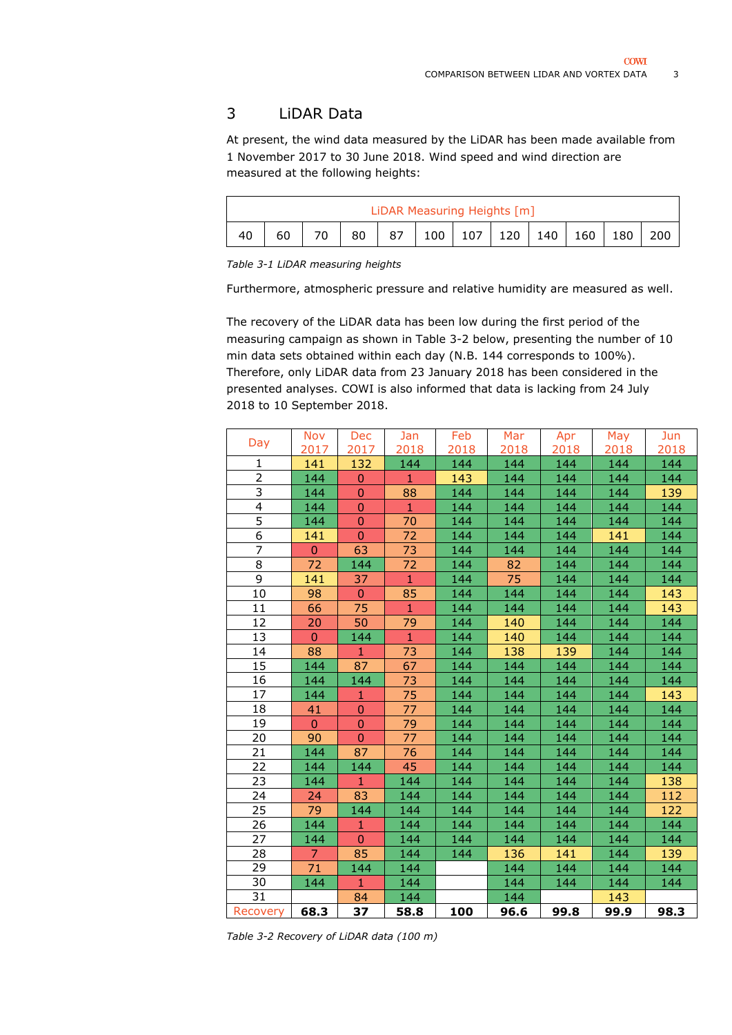# 3 LiDAR Data

At present, the wind data measured by the LiDAR has been made available from 1 November 2017 to 30 June 2018. Wind speed and wind direction are measured at the following heights:

| LiDAR Measuring Heights [m] | | | | | | | | | | | |
|---|---|---|---|---|---|---|---|---|---|---|---|
| 40 | 60 | 70 | 80 | 87 | 100 | 107 | 120 | 140 | 160 | 180 | 200 |

*Table 3-1 LiDAR measuring heights*

Furthermore, atmospheric pressure and relative humidity are measured as well.

The recovery of the LiDAR data has been low during the first period of the measuring campaign as shown in Table 3-2 below, presenting the number of 10 min data sets obtained within each day (N.B. 144 corresponds to 100%). Therefore, only LiDAR data from 23 January 2018 has been considered in the presented analyses. COWI is also informed that data is lacking from 24 July 2018 to 10 September 2018.

| Day | Nov 2017 | Dec 2017 | Jan 2018 | Feb 2018 | Mar 2018 | Apr 2018 | May 2018 | Jun 2018 |
|---|---|---|---|---|---|---|---|---|
| 1 | 141 | 132 | 144 | 144 | 144 | 144 | 144 | 144 |
| 2 | 144 | 0 | 1 | 143 | 144 | 144 | 144 | 144 |
| 3 | 144 | 0 | 88 | 144 | 144 | 144 | 144 | 139 |
| 4 | 144 | 0 | 1 | 144 | 144 | 144 | 144 | 144 |
| 5 | 144 | 0 | 70 | 144 | 144 | 144 | 144 | 144 |
| 6 | 141 | 0 | 72 | 144 | 144 | 144 | 141 | 144 |
| 7 | 0 | 63 | 73 | 144 | 144 | 144 | 144 | 144 |
| 8 | 72 | 144 | 72 | 144 | 82 | 144 | 144 | 144 |
| 9 | 141 | 37 | 1 | 144 | 75 | 144 | 144 | 144 |
| 10 | 98 | 0 | 85 | 144 | 144 | 144 | 144 | 143 |
| 11 | 66 | 75 | 1 | 144 | 144 | 144 | 144 | 143 |
| 12 | 20 | 50 | 79 | 144 | 140 | 144 | 144 | 144 |
| 13 | 0 | 144 | 1 | 144 | 140 | 144 | 144 | 144 |
| 14 | 88 | 1 | 73 | 144 | 138 | 139 | 144 | 144 |
| 15 | 144 | 87 | 67 | 144 | 144 | 144 | 144 | 144 |
| 16 | 144 | 144 | 73 | 144 | 144 | 144 | 144 | 144 |
| 17 | 144 | 1 | 75 | 144 | 144 | 144 | 144 | 143 |
| 18 | 41 | 0 | 77 | 144 | 144 | 144 | 144 | 144 |
| 19 | 0 | 0 | 79 | 144 | 144 | 144 | 144 | 144 |
| 20 | 90 | 0 | 77 | 144 | 144 | 144 | 144 | 144 |
| 21 | 144 | 87 | 76 | 144 | 144 | 144 | 144 | 144 |
| 22 | 144 | 144 | 45 | 144 | 144 | 144 | 144 | 144 |
| 23 | 144 | 1 | 144 | 144 | 144 | 144 | 144 | 138 |
| 24 | 24 | 83 | 144 | 144 | 144 | 144 | 144 | 112 |
| 25 | 79 | 144 | 144 | 144 | 144 | 144 | 144 | 122 |
| 26 | 144 | 1 | 144 | 144 | 144 | 144 | 144 | 144 |
| 27 | 144 | 0 | 144 | 144 | 144 | 144 | 144 | 144 |
| 28 | 7 | 85 | 144 | 144 | 136 | 141 | 144 | 139 |
| 29 | 71 | 144 | 144 | | 144 | 144 | 144 | 144 |
| 30 | 144 | 1 | 144 | | 144 | 144 | 144 | 144 |
| 31 | | 84 | 144 | | 144 | | 143 | |
| Recovery | **68.3** | **37** | **58.8** | **100** | **96.6** | **99.8** | **99.9** | **98.3** |

*Table 3-2 Recovery of LiDAR data (100 m)*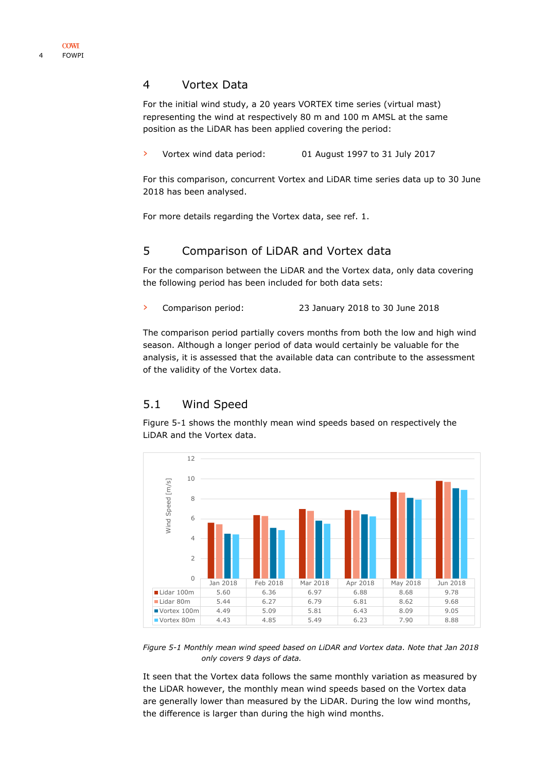# 4 Vortex Data

For the initial wind study, a 20 years VORTEX time series (virtual mast) representing the wind at respectively 80 m and 100 m AMSL at the same position as the LiDAR has been applied covering the period:

- Vortex wind data period: 01 August 1997 to 31 July 2017

For this comparison, concurrent Vortex and LiDAR time series data up to 30 June 2018 has been analysed.

For more details regarding the Vortex data, see ref. 1.

# 5 Comparison of LiDAR and Vortex data

For the comparison between the LiDAR and the Vortex data, only data covering the following period has been included for both data sets:

- Comparison period: 23 January 2018 to 30 June 2018

The comparison period partially covers months from both the low and high wind season. Although a longer period of data would certainly be valuable for the analysis, it is assessed that the available data can contribute to the assessment of the validity of the Vortex data.

## 5.1 Wind Speed

Figure 5-1 shows the monthly mean wind speeds based on respectively the LiDAR and the Vortex data.

| | Jan 2018 | Feb 2018 | Mar 2018 | Apr 2018 | May 2018 | Jun 2018 |
|---|---|---|---|---|---|---|
| Lidar 100m | 5.60 | 6.36 | 6.97 | 6.88 | 8.68 | 9.78 |
| Lidar 80m | 5.44 | 6.27 | 6.79 | 6.81 | 8.62 | 9.68 |
| Vortex 100m | 4.49 | 5.09 | 5.81 | 6.43 | 8.09 | 9.05 |
| Vortex 80m | 4.43 | 4.85 | 5.49 | 6.23 | 7.90 | 8.88 |

*Figure 5-1 Monthly mean wind speed based on LiDAR and Vortex data. Note that Jan 2018 only covers 9 days of data.*

It seen that the Vortex data follows the same monthly variation as measured by the LiDAR however, the monthly mean wind speeds based on the Vortex data are generally lower than measured by the LiDAR. During the low wind months, the difference is larger than during the high wind months.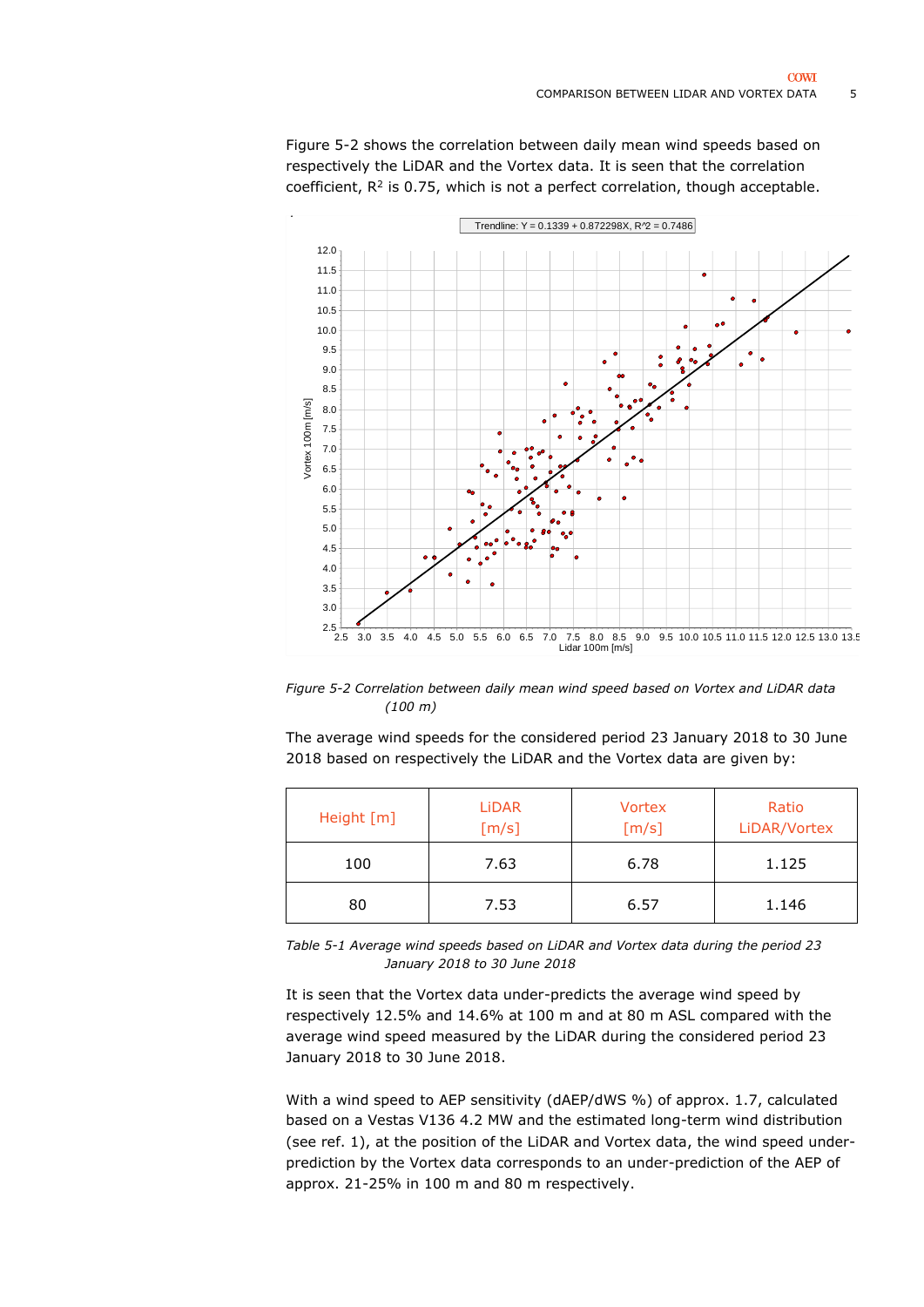Figure 5-2 shows the correlation between daily mean wind speeds based on respectively the LiDAR and the Vortex data. It is seen that the correlation coefficient, $R^2$ is 0.75, which is not a perfect correlation, though acceptable.

*Figure 5-2 Correlation between daily mean wind speed based on Vortex and LiDAR data (100 m)*

The average wind speeds for the considered period 23 January 2018 to 30 June 2018 based on respectively the LiDAR and the Vortex data are given by:

| Height [m] | LiDAR [m/s] | Vortex [m/s] | Ratio LiDAR/Vortex |
|---|---|---|---|
| 100 | 7.63 | 6.78 | 1.125 |
| 80 | 7.53 | 6.57 | 1.146 |

*Table 5-1 Average wind speeds based on LiDAR and Vortex data during the period 23 January 2018 to 30 June 2018*

It is seen that the Vortex data under-predicts the average wind speed by respectively 12.5% and 14.6% at 100 m and at 80 m ASL compared with the average wind speed measured by the LiDAR during the considered period 23 January 2018 to 30 June 2018.

With a wind speed to AEP sensitivity (dAEP/dWS %) of approx. 1.7, calculated based on a Vestas V136 4.2 MW and the estimated long-term wind distribution (see ref. 1), at the position of the LiDAR and Vortex data, the wind speed under-prediction by the Vortex data corresponds to an under-prediction of the AEP of approx. 21-25% in 100 m and 80 m respectively.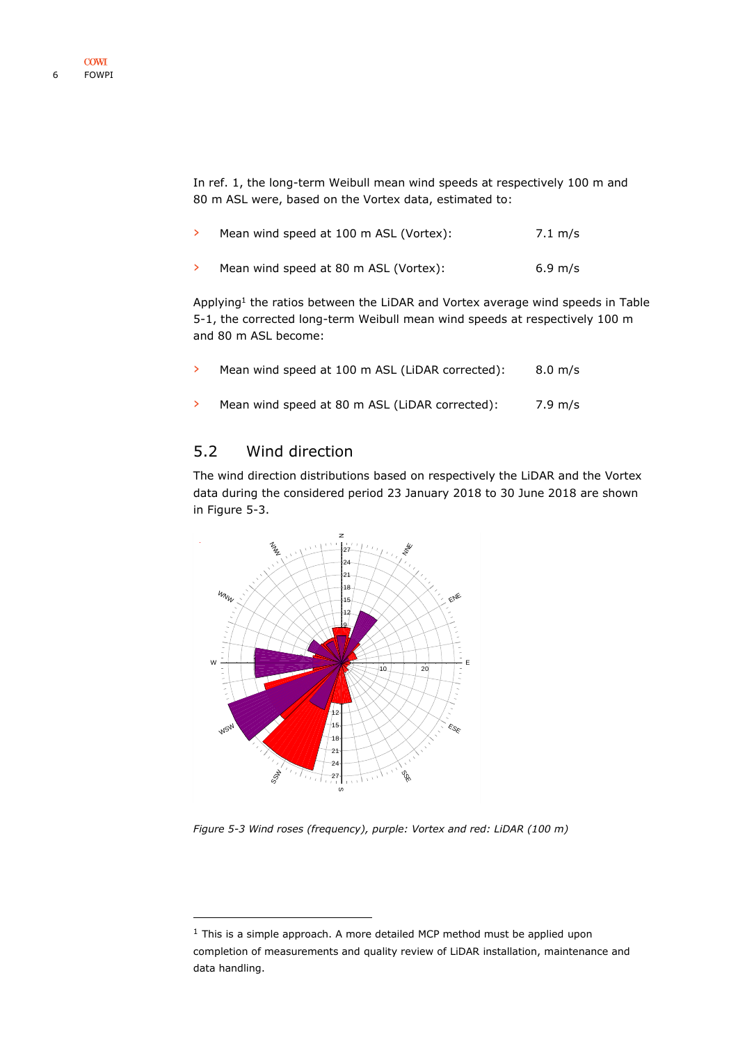In ref. 1, the long-term Weibull mean wind speeds at respectively 100 m and 80 m ASL were, based on the Vortex data, estimated to:

- Mean wind speed at 100 m ASL (Vortex): 7.1 m/s
- Mean wind speed at 80 m ASL (Vortex): 6.9 m/s

Applying[1] the ratios between the LiDAR and Vortex average wind speeds in Table 5-1, the corrected long-term Weibull mean wind speeds at respectively 100 m and 80 m ASL become:

- Mean wind speed at 100 m ASL (LiDAR corrected): 8.0 m/s
- Mean wind speed at 80 m ASL (LiDAR corrected): 7.9 m/s

## 5.2 Wind direction

The wind direction distributions based on respectively the LiDAR and the Vortex data during the considered period 23 January 2018 to 30 June 2018 are shown in Figure 5-3.

*Figure 5-3 Wind roses (frequency), purple: Vortex and red: LiDAR (100 m)*

[1] This is a simple approach. A more detailed MCP method must be applied upon completion of measurements and quality review of LiDAR installation, maintenance and data handling.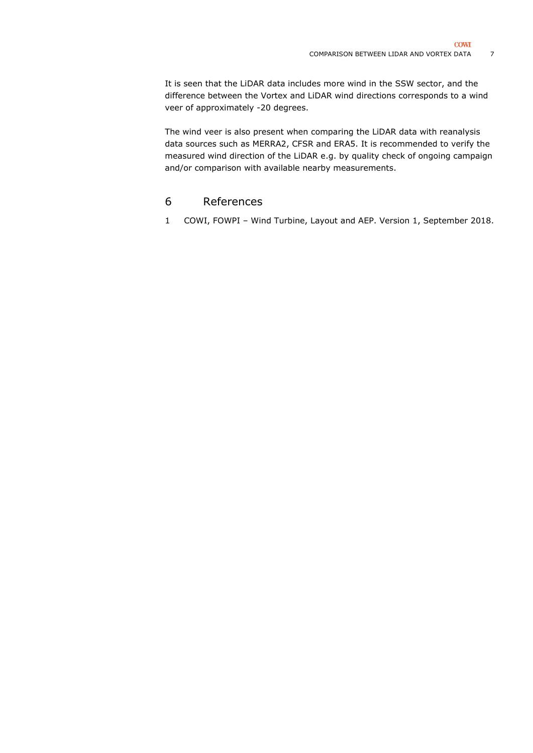It is seen that the LiDAR data includes more wind in the SSW sector, and the difference between the Vortex and LiDAR wind directions corresponds to a wind veer of approximately -20 degrees.

The wind veer is also present when comparing the LiDAR data with reanalysis data sources such as MERRA2, CFSR and ERA5. It is recommended to verify the measured wind direction of the LiDAR e.g. by quality check of ongoing campaign and/or comparison with available nearby measurements.

# 6 References

1. COWI, FOWPI – Wind Turbine, Layout and AEP. Version 1, September 2018.